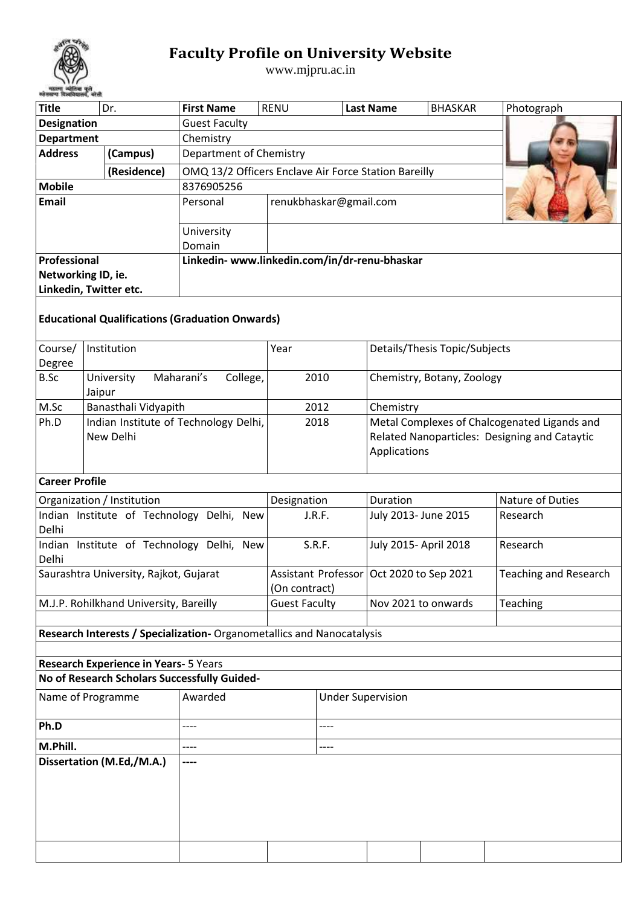# Faculty Profile on University Website

www.mjpru.ac.in

| Title | Dr. | First Name | RENU | Last Name | BHASKAR | Photograph |
|---|---|---|---|---|---|---|
| Designation | | Guest Faculty | | | | |
| Department | | Chemistry | | | | |
| Address | (Campus) | Department of Chemistry | | | | |
| | (Residence) | OMQ 13/2 Officers Enclave Air Force Station Bareilly | | | | |
| Mobile | | 8376905256 | | | | |
| Email | | Personal | renukbhaskar@gmail.com | | | |
| | | University Domain | | | | |
| Professional Networking ID, ie. Linkedin, Twitter etc. | | **Linkedin- www.linkedin.com/in/dr-renu-bhaskar** | | | | |

**Educational Qualifications (Graduation Onwards)**

| Course/ Degree | Institution | Year | Details/Thesis Topic/Subjects |
|---|---|---|---|
| B.Sc | University Maharani's College, Jaipur | 2010 | Chemistry, Botany, Zoology |
| M.Sc | Banasthali Vidyapith | 2012 | Chemistry |
| Ph.D | Indian Institute of Technology Delhi, New Delhi | 2018 | Metal Complexes of Chalcogenated Ligands and Related Nanoparticles: Designing and Cataytic Applications |

**Career Profile**

| Organization / Institution | Designation | Duration | Nature of Duties |
|---|---|---|---|
| Indian Institute of Technology Delhi, New Delhi | J.R.F. | July 2013- June 2015 | Research |
| Indian Institute of Technology Delhi, New Delhi | S.R.F. | July 2015- April 2018 | Research |
| Saurashtra University, Rajkot, Gujarat | Assistant Professor (On contract) | Oct 2020 to Sep 2021 | Teaching and Research |
| M.J.P. Rohilkhand University, Bareilly | Guest Faculty | Nov 2021 to onwards | Teaching |
| | | | |

**Research Interests / Specialization-** Organometallics and Nanocatalysis

**Research Experience in Years-** 5 Years

**No of Research Scholars Successfully Guided-**

| Name of Programme | Awarded | Under Supervision |
|---|---|---|
| **Ph.D** | ---- | ---- |
| **M.Phill.** | ---- | ---- |
| **Dissertation (M.Ed,/M.A.)** | **----** | |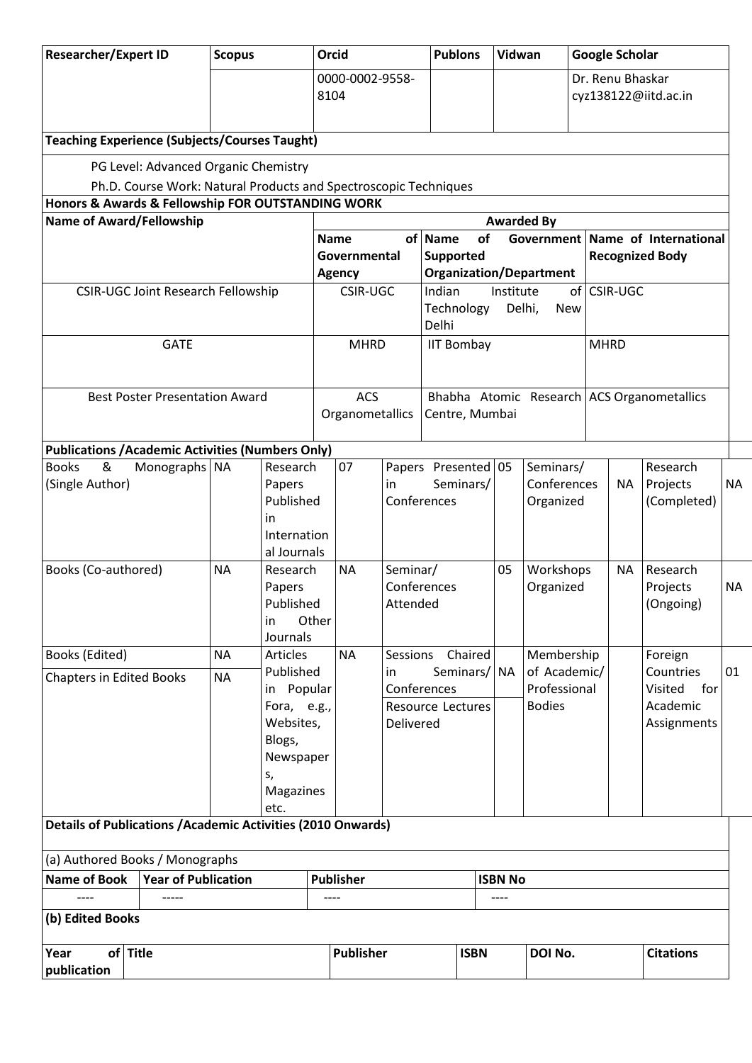| Researcher/Expert ID | Scopus | Orcid | Publons | Vidwan | Google Scholar |
|---|---|---|---|---|---|
| | | 0000-0002-9558-8104 | | | Dr. Renu Bhaskar cyz138122@iitd.ac.in |

**Teaching Experience (Subjects/Courses Taught)**

PG Level: Advanced Organic Chemistry

Ph.D. Course Work: Natural Products and Spectroscopic Techniques

**Honors & Awards & Fellowship FOR OUTSTANDING WORK**

| Name of Award/Fellowship | Awarded By | | |
|---|---|---|---|
| | **Name of Governmental Agency** | **Name of Government Supported Organization/Department** | **Name of International Recognized Body** |
| CSIR-UGC Joint Research Fellowship | CSIR-UGC | Indian Institute of Technology Delhi, New Delhi | CSIR-UGC |
| GATE | MHRD | IIT Bombay | MHRD |
| Best Poster Presentation Award | ACS Organometallics | Bhabha Atomic Research Centre, Mumbai | ACS Organometallics |

**Publications /Academic Activities (Numbers Only)**

| | | | | | | | | | |
|---|---|---|---|---|---|---|---|---|---|
| Books & Monographs (Single Author) | NA | Research Papers Published in International Journals | 07 | Papers Presented in Seminars/ Conferences | 05 | Seminars/ Conferences Organized | NA | Research Projects (Completed) | NA |
| Books (Co-authored) | NA | Research Papers Published in Other Journals | NA | Seminar/ Conferences Attended | 05 | Workshops Organized | NA | Research Projects (Ongoing) | NA |
| Books (Edited) | NA | Articles Published in Popular Fora, e.g., Websites, Blogs, Newspapers, Magazines etc. | NA | Sessions Chaired in Seminars/ Conferences | NA | Membership of Academic/ Professional Bodies | | Foreign Countries Visited for Academic Assignments | 01 |
| Chapters in Edited Books | NA | | | Resource Lectures Delivered | | | | | |

**Details of Publications /Academic Activities (2010 Onwards)**

(a) Authored Books / Monographs

| Name of Book | Year of Publication | Publisher | ISBN No |
|---|---|---|---|
| ---- | ----- | ---- | ---- |

**(b) Edited Books**

| Year of publication | Title | Publisher | ISBN | DOI No. | Citations |
|---|---|---|---|---|---|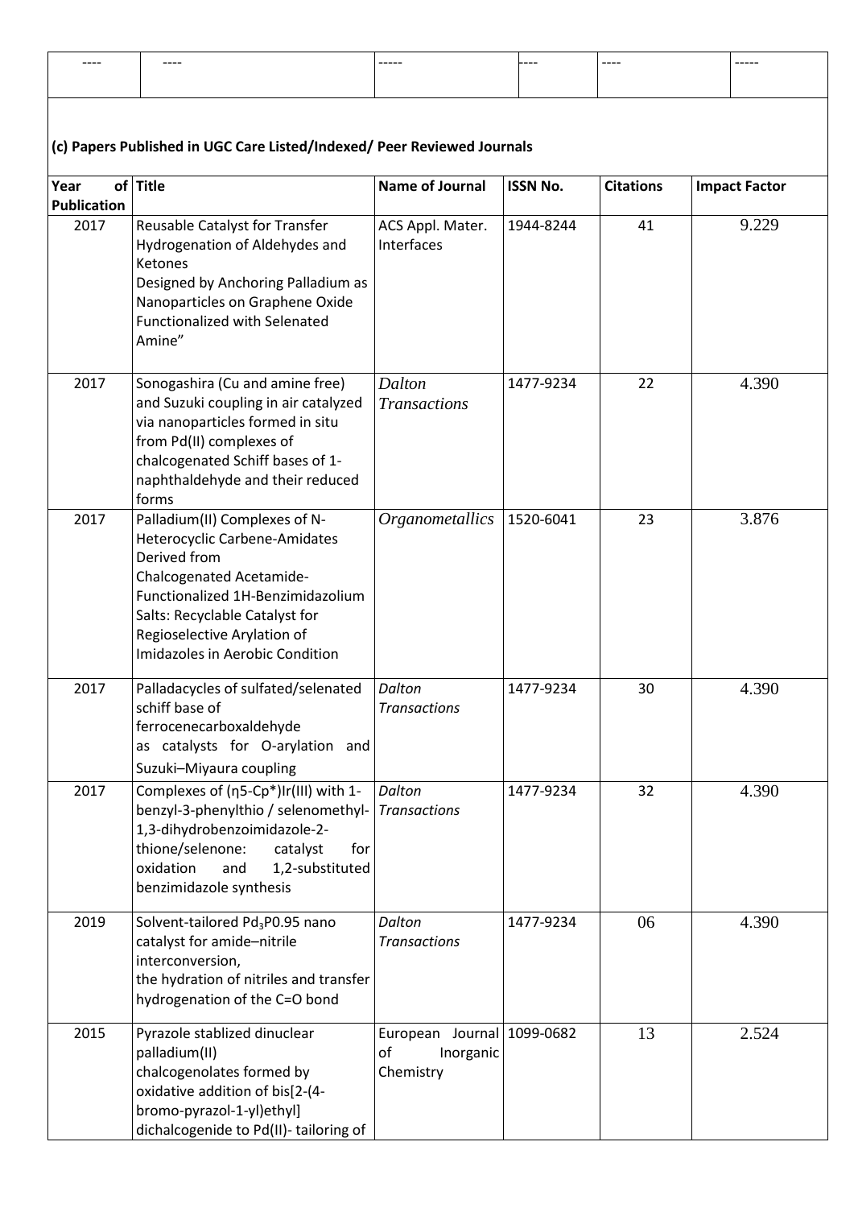| ---- | ---- | ----- | ---- | ---- | ----- |
|---|---|---|---|---|---|

### (c) Papers Published in UGC Care Listed/Indexed/ Peer Reviewed Journals

| Year of Publication | Title | Name of Journal | ISSN No. | Citations | Impact Factor |
|---|---|---|---|---|---|
| 2017 | Reusable Catalyst for Transfer Hydrogenation of Aldehydes and Ketones Designed by Anchoring Palladium as Nanoparticles on Graphene Oxide Functionalized with Selenated Amine" | ACS Appl. Mater. Interfaces | 1944-8244 | 41 | 9.229 |
| 2017 | Sonogashira (Cu and amine free) and Suzuki coupling in air catalyzed via nanoparticles formed in situ from Pd(II) complexes of chalcogenated Schiff bases of 1-naphthaldehyde and their reduced forms | *Dalton Transactions* | 1477-9234 | 22 | 4.390 |
| 2017 | Palladium(II) Complexes of N-Heterocyclic Carbene-Amidates Derived from Chalcogenated Acetamide-Functionalized 1H-Benzimidazolium Salts: Recyclable Catalyst for Regioselective Arylation of Imidazoles in Aerobic Condition | *Organometallics* | 1520-6041 | 23 | 3.876 |
| 2017 | Palladacycles of sulfated/selenated schiff base of ferrocenecarboxaldehyde as catalysts for O-arylation and Suzuki–Miyaura coupling | *Dalton Transactions* | 1477-9234 | 30 | 4.390 |
| 2017 | Complexes of (η5-Cp*)Ir(III) with 1-benzyl-3-phenylthio / selenomethyl-1,3-dihydrobenzoimidazole-2-thione/selenone: catalyst for oxidation and 1,2-substituted benzimidazole synthesis | *Dalton Transactions* | 1477-9234 | 32 | 4.390 |
| 2019 | Solvent-tailored $Pd_3P0.95$ nano catalyst for amide–nitrile interconversion, the hydration of nitriles and transfer hydrogenation of the C=O bond | *Dalton Transactions* | 1477-9234 | 06 | 4.390 |
| 2015 | Pyrazole stablized dinuclear palladium(II) chalcogenolates formed by oxidative addition of bis[2-(4-bromo-pyrazol-1-yl)ethyl] dichalcogenide to Pd(II)- tailoring of | European Journal of Inorganic Chemistry | 1099-0682 | 13 | 2.524 |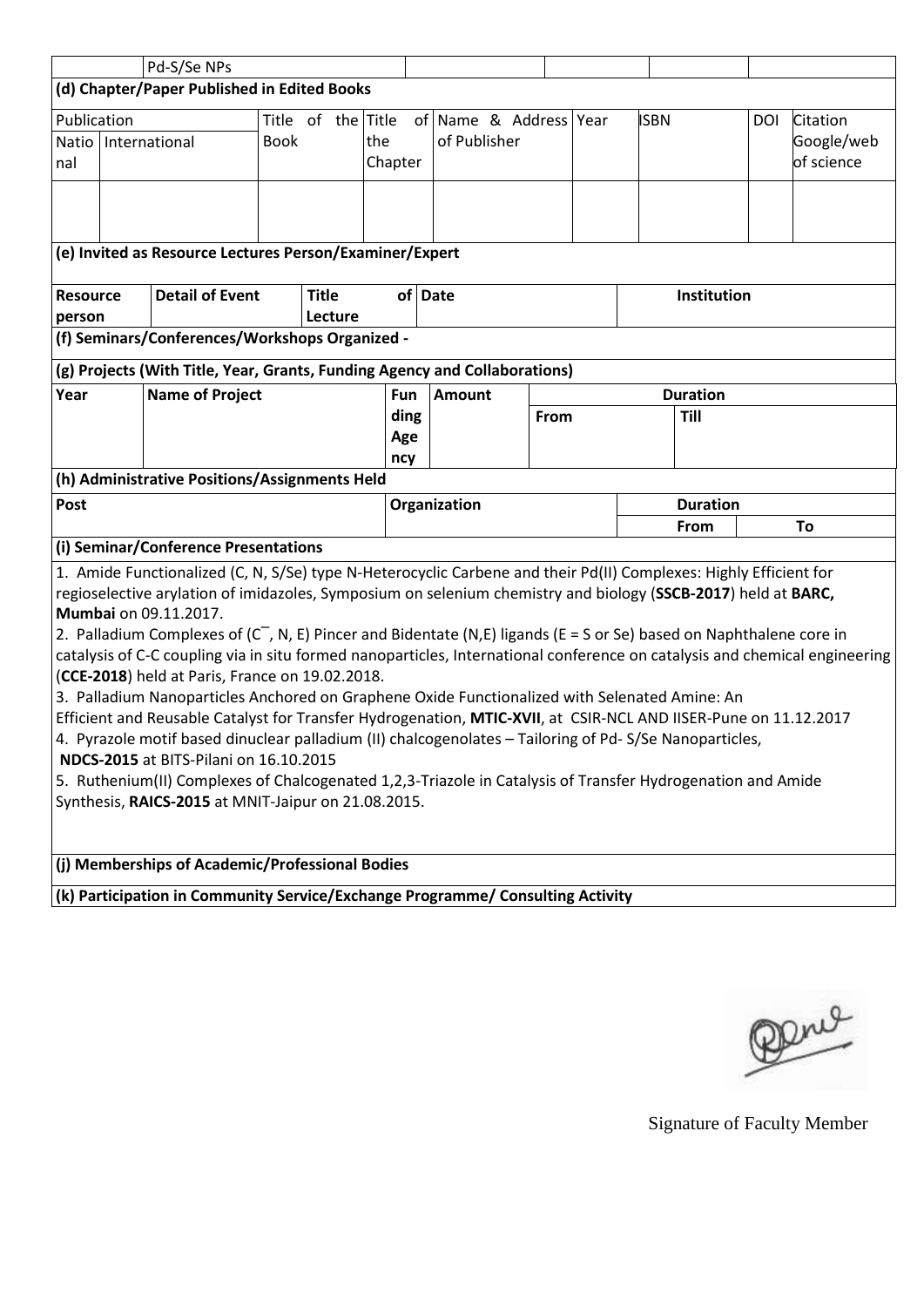| | | | | | | | | |
|---|---|---|---|---|---|---|---|---|
| | Pd-S/Se NPs | | | | | | | |

**(d) Chapter/Paper Published in Edited Books**

| Publication | | Title of the Book | Title of the Chapter | Name & Address of Publisher | Year | ISBN | DOI | Citation Google/web of science |
|---|---|---|---|---|---|---|---|---|
| National | International | | | | | | | |
| | | | | | | | | |

**(e) Invited as Resource Lectures Person/Examiner/Expert**

| Resource person | Detail of Event | Title of Lecture | Date | Institution |
|---|---|---|---|---|

**(f) Seminars/Conferences/Workshops Organized -**

**(g) Projects (With Title, Year, Grants, Funding Agency and Collaborations)**

| Year | Name of Project | Funding Agency | Amount | Duration | |
|---|---|---|---|---|---|
| | | | | From | Till |

**(h) Administrative Positions/Assignments Held**

| Post | Organization | Duration | |
|---|---|---|---|
| | | From | To |

**(i) Seminar/Conference Presentations**

1. Amide Functionalized (C, N, S/Se) type N-Heterocyclic Carbene and their Pd(II) Complexes: Highly Efficient for regioselective arylation of imidazoles, Symposium on selenium chemistry and biology (**SSCB-2017**) held at **BARC, Mumbai** on 09.11.2017.
2. Palladium Complexes of ($C^{-}$, N, E) Pincer and Bidentate (N,E) ligands (E = S or Se) based on Naphthalene core in catalysis of C-C coupling via in situ formed nanoparticles, International conference on catalysis and chemical engineering (**CCE-2018**) held at Paris, France on 19.02.2018.
3. Palladium Nanoparticles Anchored on Graphene Oxide Functionalized with Selenated Amine: An Efficient and Reusable Catalyst for Transfer Hydrogenation, **MTIC-XVII**, at CSIR-NCL AND IISER-Pune on 11.12.2017
4. Pyrazole motif based dinuclear palladium (II) chalcogenolates – Tailoring of Pd- S/Se Nanoparticles, **NDCS-2015** at BITS-Pilani on 16.10.2015
5. Ruthenium(II) Complexes of Chalcogenated 1,2,3-Triazole in Catalysis of Transfer Hydrogenation and Amide Synthesis, **RAICS-2015** at MNIT-Jaipur on 21.08.2015.

**(j) Memberships of Academic/Professional Bodies**

**(k) Participation in Community Service/Exchange Programme/ Consulting Activity**

Signature of Faculty Member